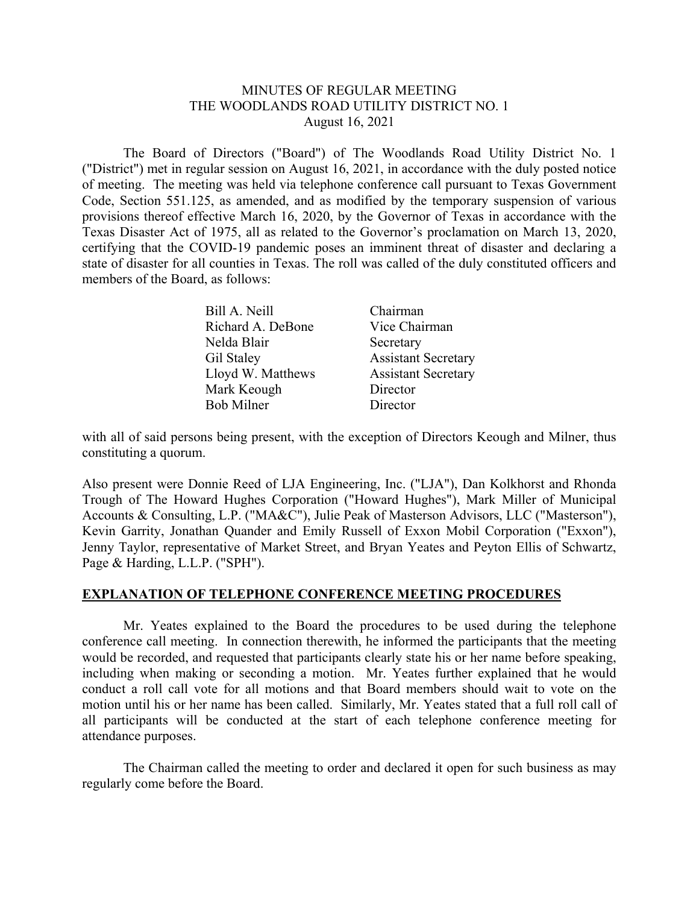MINUTES OF REGULAR MEETING
THE WOODLANDS ROAD UTILITY DISTRICT NO. 1
August 16, 2021

The Board of Directors ("Board") of The Woodlands Road Utility District No. 1 ("District") met in regular session on August 16, 2021, in accordance with the duly posted notice of meeting. The meeting was held via telephone conference call pursuant to Texas Government Code, Section 551.125, as amended, and as modified by the temporary suspension of various provisions thereof effective March 16, 2020, by the Governor of Texas in accordance with the Texas Disaster Act of 1975, all as related to the Governor's proclamation on March 13, 2020, certifying that the COVID-19 pandemic poses an imminent threat of disaster and declaring a state of disaster for all counties in Texas. The roll was called of the duly constituted officers and members of the Board, as follows:

| | |
|---|---|
| Bill A. Neill | Chairman |
| Richard A. DeBone | Vice Chairman |
| Nelda Blair | Secretary |
| Gil Staley | Assistant Secretary |
| Lloyd W. Matthews | Assistant Secretary |
| Mark Keough | Director |
| Bob Milner | Director |

with all of said persons being present, with the exception of Directors Keough and Milner, thus constituting a quorum.

Also present were Donnie Reed of LJA Engineering, Inc. ("LJA"), Dan Kolkhorst and Rhonda Trough of The Howard Hughes Corporation ("Howard Hughes"), Mark Miller of Municipal Accounts & Consulting, L.P. ("MA&C"), Julie Peak of Masterson Advisors, LLC ("Masterson"), Kevin Garrity, Jonathan Quander and Emily Russell of Exxon Mobil Corporation ("Exxon"), Jenny Taylor, representative of Market Street, and Bryan Yeates and Peyton Ellis of Schwartz, Page & Harding, L.L.P. ("SPH").

## EXPLANATION OF TELEPHONE CONFERENCE MEETING PROCEDURES

Mr. Yeates explained to the Board the procedures to be used during the telephone conference call meeting. In connection therewith, he informed the participants that the meeting would be recorded, and requested that participants clearly state his or her name before speaking, including when making or seconding a motion. Mr. Yeates further explained that he would conduct a roll call vote for all motions and that Board members should wait to vote on the motion until his or her name has been called. Similarly, Mr. Yeates stated that a full roll call of all participants will be conducted at the start of each telephone conference meeting for attendance purposes.

The Chairman called the meeting to order and declared it open for such business as may regularly come before the Board.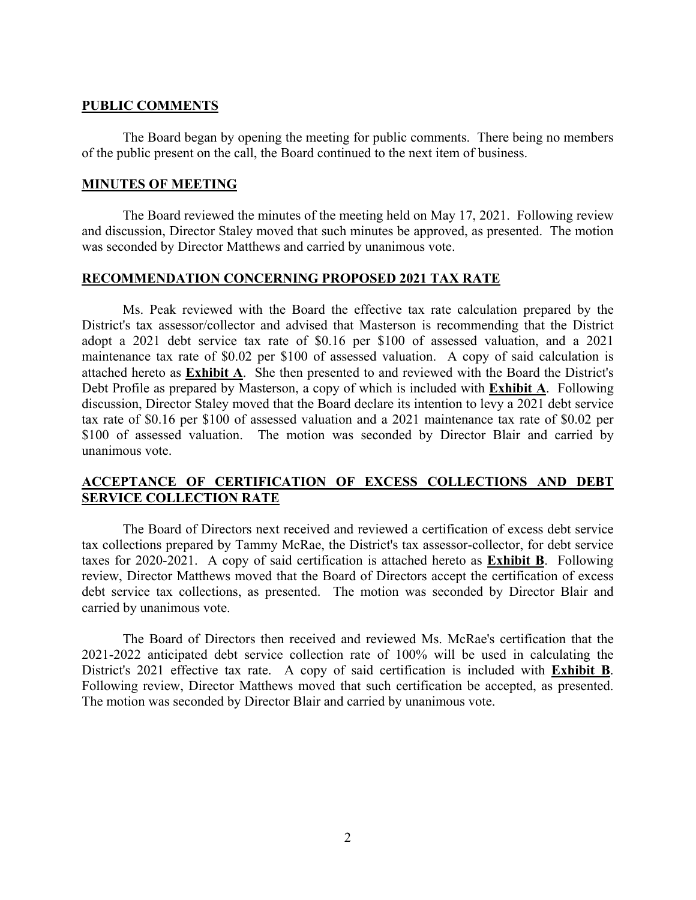## PUBLIC COMMENTS

The Board began by opening the meeting for public comments. There being no members of the public present on the call, the Board continued to the next item of business.

## MINUTES OF MEETING

The Board reviewed the minutes of the meeting held on May 17, 2021. Following review and discussion, Director Staley moved that such minutes be approved, as presented. The motion was seconded by Director Matthews and carried by unanimous vote.

## RECOMMENDATION CONCERNING PROPOSED 2021 TAX RATE

Ms. Peak reviewed with the Board the effective tax rate calculation prepared by the District's tax assessor/collector and advised that Masterson is recommending that the District adopt a 2021 debt service tax rate of $0.16 per $100 of assessed valuation, and a 2021 maintenance tax rate of $0.02 per $100 of assessed valuation. A copy of said calculation is attached hereto as **Exhibit A**. She then presented to and reviewed with the Board the District's Debt Profile as prepared by Masterson, a copy of which is included with **Exhibit A**. Following discussion, Director Staley moved that the Board declare its intention to levy a 2021 debt service tax rate of $0.16 per $100 of assessed valuation and a 2021 maintenance tax rate of $0.02 per $100 of assessed valuation. The motion was seconded by Director Blair and carried by unanimous vote.

## ACCEPTANCE OF CERTIFICATION OF EXCESS COLLECTIONS AND DEBT SERVICE COLLECTION RATE

The Board of Directors next received and reviewed a certification of excess debt service tax collections prepared by Tammy McRae, the District's tax assessor-collector, for debt service taxes for 2020-2021. A copy of said certification is attached hereto as **Exhibit B**. Following review, Director Matthews moved that the Board of Directors accept the certification of excess debt service tax collections, as presented. The motion was seconded by Director Blair and carried by unanimous vote.

The Board of Directors then received and reviewed Ms. McRae's certification that the 2021-2022 anticipated debt service collection rate of 100% will be used in calculating the District's 2021 effective tax rate. A copy of said certification is included with **Exhibit B**. Following review, Director Matthews moved that such certification be accepted, as presented. The motion was seconded by Director Blair and carried by unanimous vote.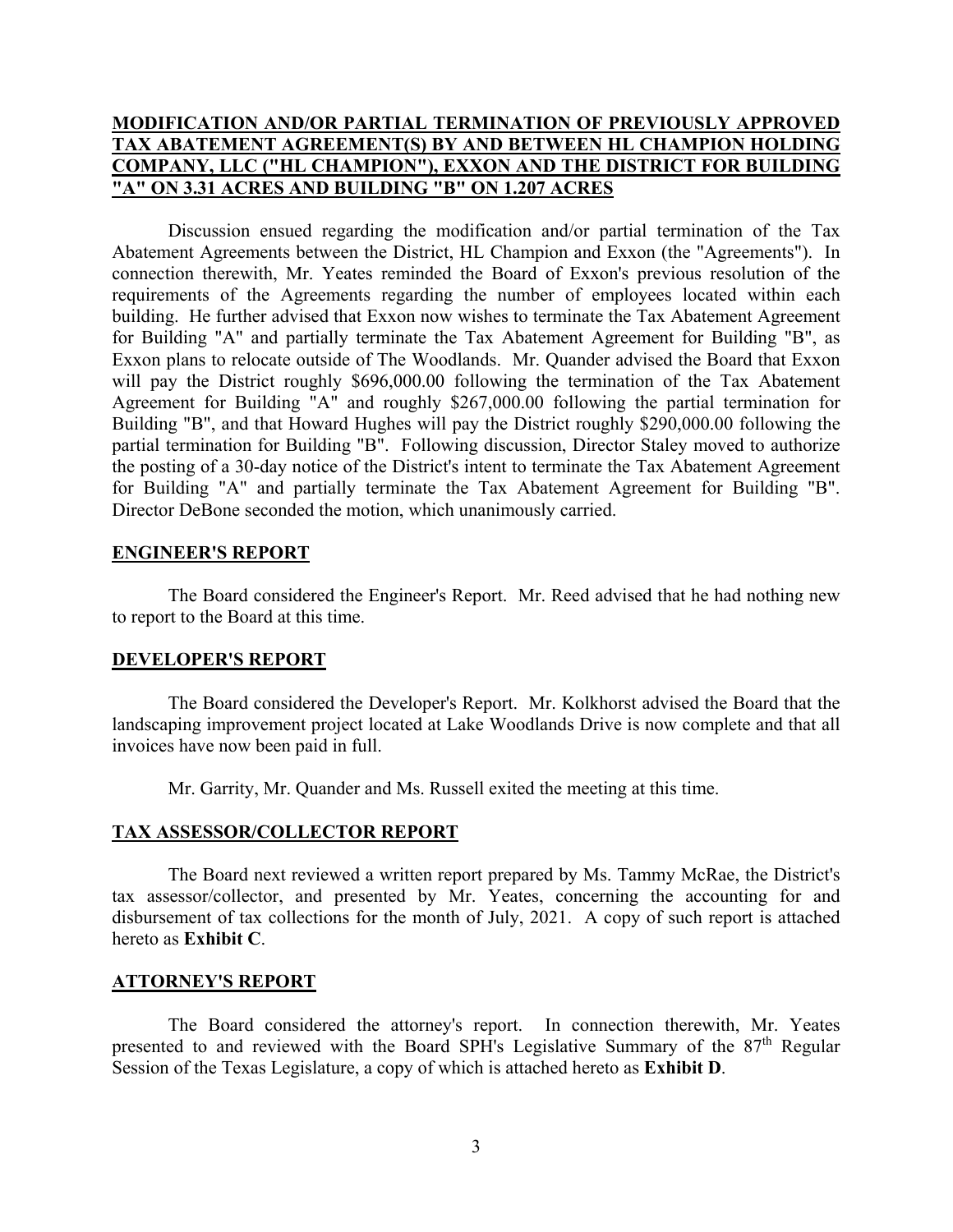**MODIFICATION AND/OR PARTIAL TERMINATION OF PREVIOUSLY APPROVED TAX ABATEMENT AGREEMENT(S) BY AND BETWEEN HL CHAMPION HOLDING COMPANY, LLC ("HL CHAMPION"), EXXON AND THE DISTRICT FOR BUILDING "A" ON 3.31 ACRES AND BUILDING "B" ON 1.207 ACRES**

Discussion ensued regarding the modification and/or partial termination of the Tax Abatement Agreements between the District, HL Champion and Exxon (the "Agreements"). In connection therewith, Mr. Yeates reminded the Board of Exxon's previous resolution of the requirements of the Agreements regarding the number of employees located within each building. He further advised that Exxon now wishes to terminate the Tax Abatement Agreement for Building "A" and partially terminate the Tax Abatement Agreement for Building "B", as Exxon plans to relocate outside of The Woodlands. Mr. Quander advised the Board that Exxon will pay the District roughly $696,000.00 following the termination of the Tax Abatement Agreement for Building "A" and roughly $267,000.00 following the partial termination for Building "B", and that Howard Hughes will pay the District roughly $290,000.00 following the partial termination for Building "B". Following discussion, Director Staley moved to authorize the posting of a 30-day notice of the District's intent to terminate the Tax Abatement Agreement for Building "A" and partially terminate the Tax Abatement Agreement for Building "B". Director DeBone seconded the motion, which unanimously carried.

**ENGINEER'S REPORT**

The Board considered the Engineer's Report. Mr. Reed advised that he had nothing new to report to the Board at this time.

**DEVELOPER'S REPORT**

The Board considered the Developer's Report. Mr. Kolkhorst advised the Board that the landscaping improvement project located at Lake Woodlands Drive is now complete and that all invoices have now been paid in full.

Mr. Garrity, Mr. Quander and Ms. Russell exited the meeting at this time.

**TAX ASSESSOR/COLLECTOR REPORT**

The Board next reviewed a written report prepared by Ms. Tammy McRae, the District's tax assessor/collector, and presented by Mr. Yeates, concerning the accounting for and disbursement of tax collections for the month of July, 2021. A copy of such report is attached hereto as **Exhibit C**.

**ATTORNEY'S REPORT**

The Board considered the attorney's report. In connection therewith, Mr. Yeates presented to and reviewed with the Board SPH's Legislative Summary of the 87th Regular Session of the Texas Legislature, a copy of which is attached hereto as **Exhibit D**.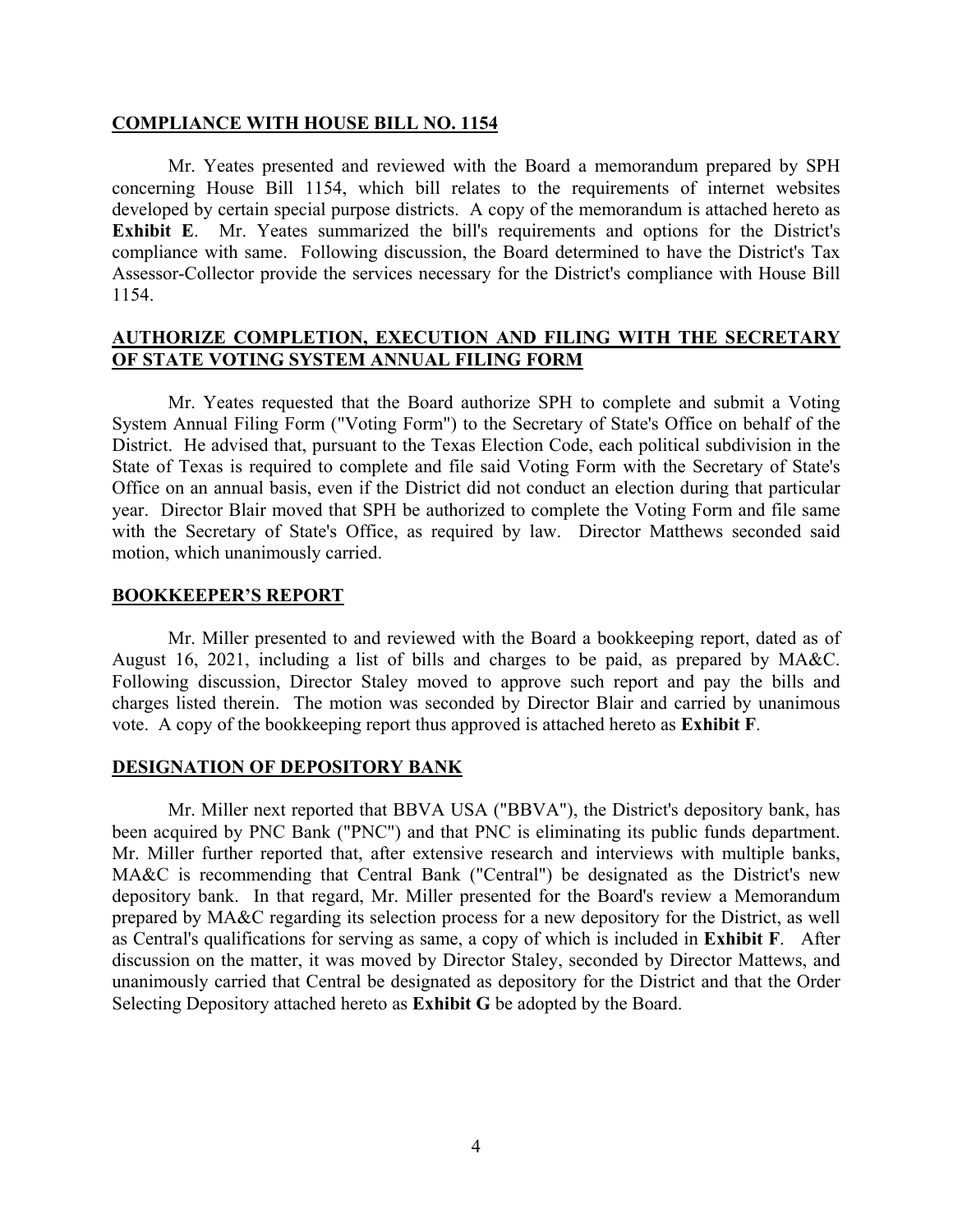**COMPLIANCE WITH HOUSE BILL NO. 1154**

Mr. Yeates presented and reviewed with the Board a memorandum prepared by SPH concerning House Bill 1154, which bill relates to the requirements of internet websites developed by certain special purpose districts. A copy of the memorandum is attached hereto as **Exhibit E**. Mr. Yeates summarized the bill's requirements and options for the District's compliance with same. Following discussion, the Board determined to have the District's Tax Assessor-Collector provide the services necessary for the District's compliance with House Bill 1154.

**AUTHORIZE COMPLETION, EXECUTION AND FILING WITH THE SECRETARY OF STATE VOTING SYSTEM ANNUAL FILING FORM**

Mr. Yeates requested that the Board authorize SPH to complete and submit a Voting System Annual Filing Form ("Voting Form") to the Secretary of State's Office on behalf of the District. He advised that, pursuant to the Texas Election Code, each political subdivision in the State of Texas is required to complete and file said Voting Form with the Secretary of State's Office on an annual basis, even if the District did not conduct an election during that particular year. Director Blair moved that SPH be authorized to complete the Voting Form and file same with the Secretary of State's Office, as required by law. Director Matthews seconded said motion, which unanimously carried.

**BOOKKEEPER'S REPORT**

Mr. Miller presented to and reviewed with the Board a bookkeeping report, dated as of August 16, 2021, including a list of bills and charges to be paid, as prepared by MA&C. Following discussion, Director Staley moved to approve such report and pay the bills and charges listed therein. The motion was seconded by Director Blair and carried by unanimous vote. A copy of the bookkeeping report thus approved is attached hereto as **Exhibit F**.

**DESIGNATION OF DEPOSITORY BANK**

Mr. Miller next reported that BBVA USA ("BBVA"), the District's depository bank, has been acquired by PNC Bank ("PNC") and that PNC is eliminating its public funds department. Mr. Miller further reported that, after extensive research and interviews with multiple banks, MA&C is recommending that Central Bank ("Central") be designated as the District's new depository bank. In that regard, Mr. Miller presented for the Board's review a Memorandum prepared by MA&C regarding its selection process for a new depository for the District, as well as Central's qualifications for serving as same, a copy of which is included in **Exhibit F**. After discussion on the matter, it was moved by Director Staley, seconded by Director Mattews, and unanimously carried that Central be designated as depository for the District and that the Order Selecting Depository attached hereto as **Exhibit G** be adopted by the Board.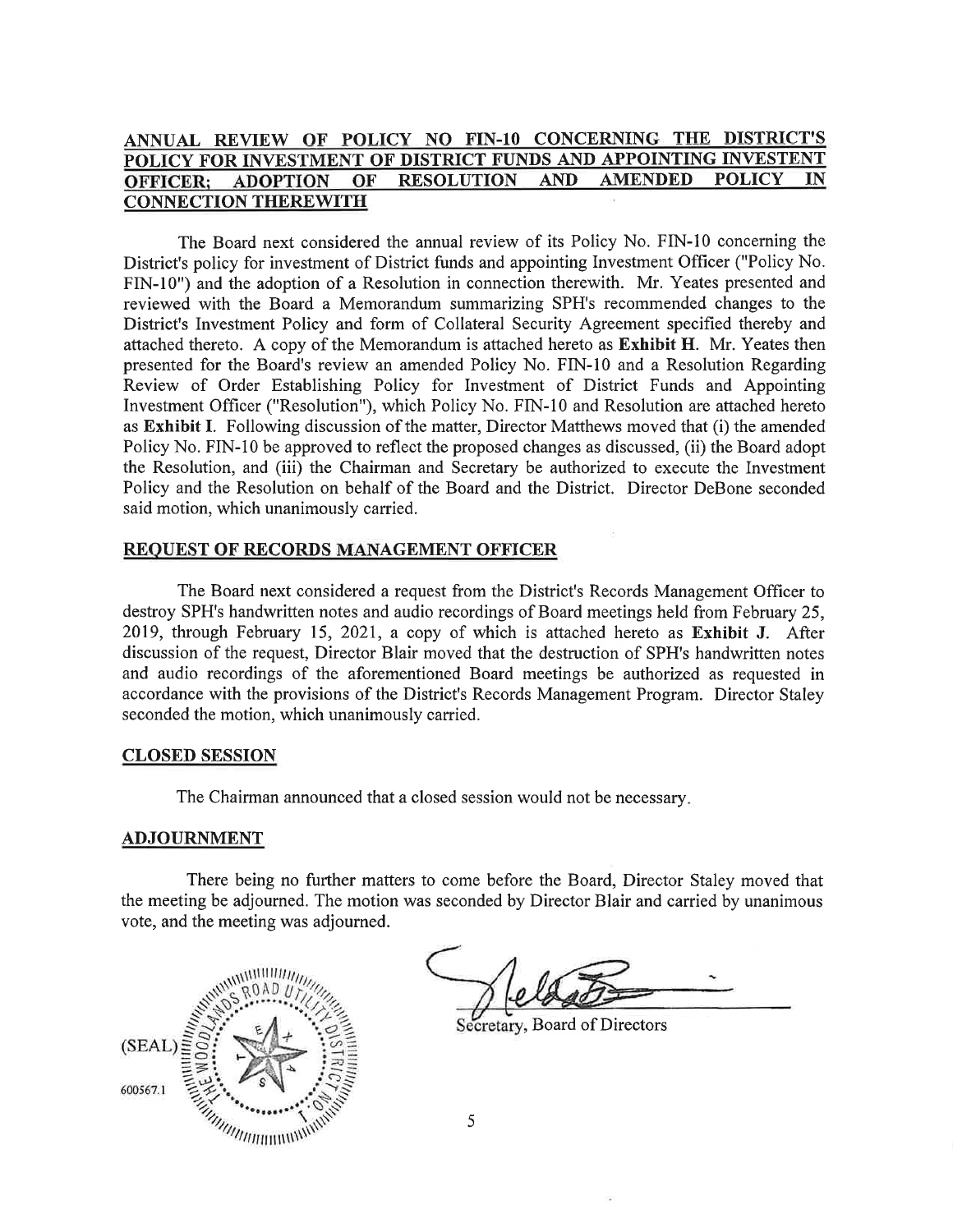## ANNUAL REVIEW OF POLICY NO FIN-10 CONCERNING THE DISTRICT'S POLICY FOR INVESTMENT OF DISTRICT FUNDS AND APPOINTING INVESTENT OFFICER; ADOPTION OF RESOLUTION AND AMENDED POLICY IN CONNECTION THEREWITH

The Board next considered the annual review of its Policy No. FIN-10 concerning the District's policy for investment of District funds and appointing Investment Officer ("Policy No. FIN-10") and the adoption of a Resolution in connection therewith. Mr. Yeates presented and reviewed with the Board a Memorandum summarizing SPH's recommended changes to the District's Investment Policy and form of Collateral Security Agreement specified thereby and attached thereto. A copy of the Memorandum is attached hereto as **Exhibit H**. Mr. Yeates then presented for the Board's review an amended Policy No. FIN-10 and a Resolution Regarding Review of Order Establishing Policy for Investment of District Funds and Appointing Investment Officer ("Resolution"), which Policy No. FIN-10 and Resolution are attached hereto as **Exhibit I**. Following discussion of the matter, Director Matthews moved that (i) the amended Policy No. FIN-10 be approved to reflect the proposed changes as discussed, (ii) the Board adopt the Resolution, and (iii) the Chairman and Secretary be authorized to execute the Investment Policy and the Resolution on behalf of the Board and the District. Director DeBone seconded said motion, which unanimously carried.

## REQUEST OF RECORDS MANAGEMENT OFFICER

The Board next considered a request from the District's Records Management Officer to destroy SPH's handwritten notes and audio recordings of Board meetings held from February 25, 2019, through February 15, 2021, a copy of which is attached hereto as **Exhibit J**. After discussion of the request, Director Blair moved that the destruction of SPH's handwritten notes and audio recordings of the aforementioned Board meetings be authorized as requested in accordance with the provisions of the District's Records Management Program. Director Staley seconded the motion, which unanimously carried.

## CLOSED SESSION

The Chairman announced that a closed session would not be necessary.

## ADJOURNMENT

There being no further matters to come before the Board, Director Staley moved that the meeting be adjourned. The motion was seconded by Director Blair and carried by unanimous vote, and the meeting was adjourned.

(SEAL)

600567.1

Secretary, Board of Directors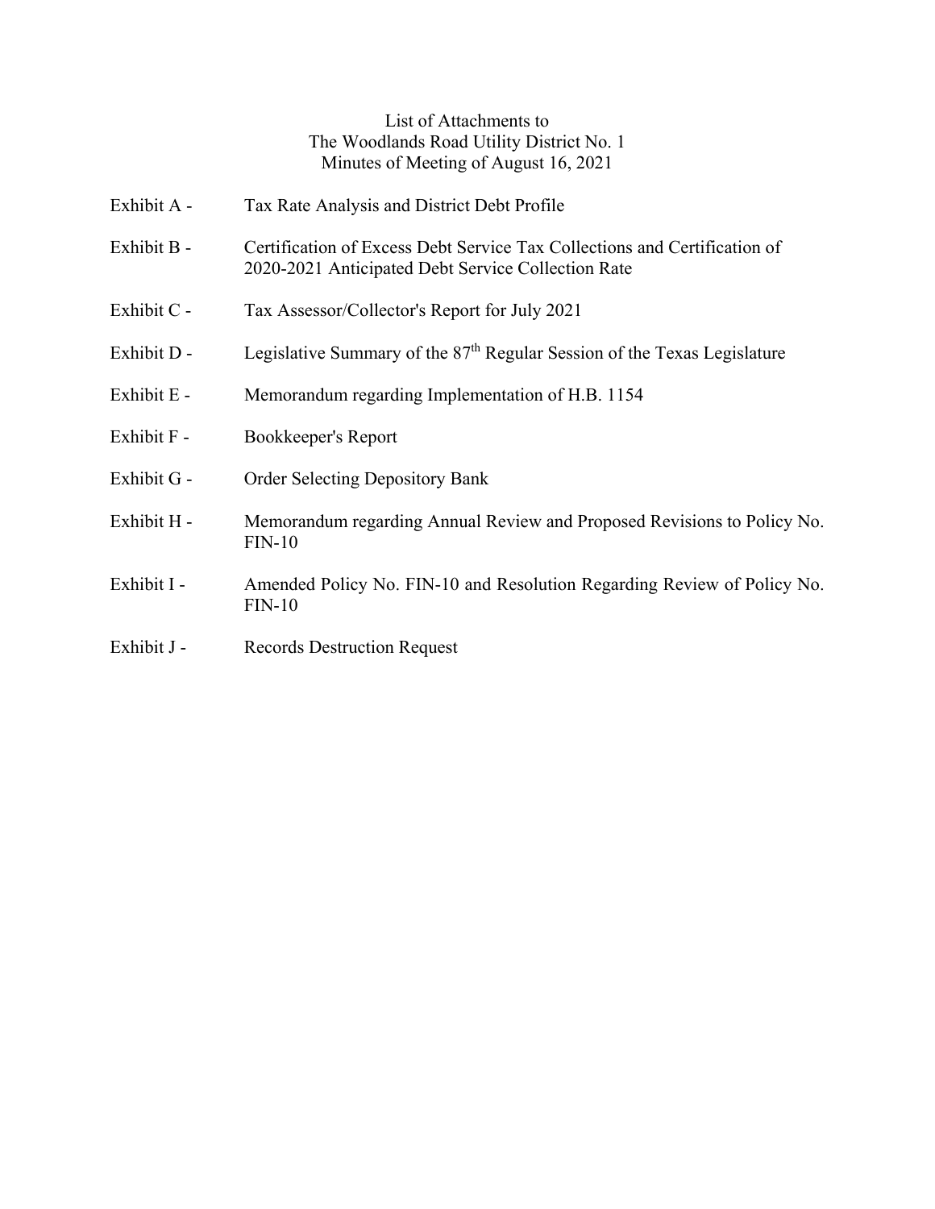List of Attachments to
The Woodlands Road Utility District No. 1
Minutes of Meeting of August 16, 2021

Exhibit A - Tax Rate Analysis and District Debt Profile

Exhibit B - Certification of Excess Debt Service Tax Collections and Certification of 2020-2021 Anticipated Debt Service Collection Rate

Exhibit C - Tax Assessor/Collector's Report for July 2021

Exhibit D - Legislative Summary of the 87th Regular Session of the Texas Legislature

Exhibit E - Memorandum regarding Implementation of H.B. 1154

Exhibit F - Bookkeeper's Report

Exhibit G - Order Selecting Depository Bank

Exhibit H - Memorandum regarding Annual Review and Proposed Revisions to Policy No. FIN-10

Exhibit I - Amended Policy No. FIN-10 and Resolution Regarding Review of Policy No. FIN-10

Exhibit J - Records Destruction Request